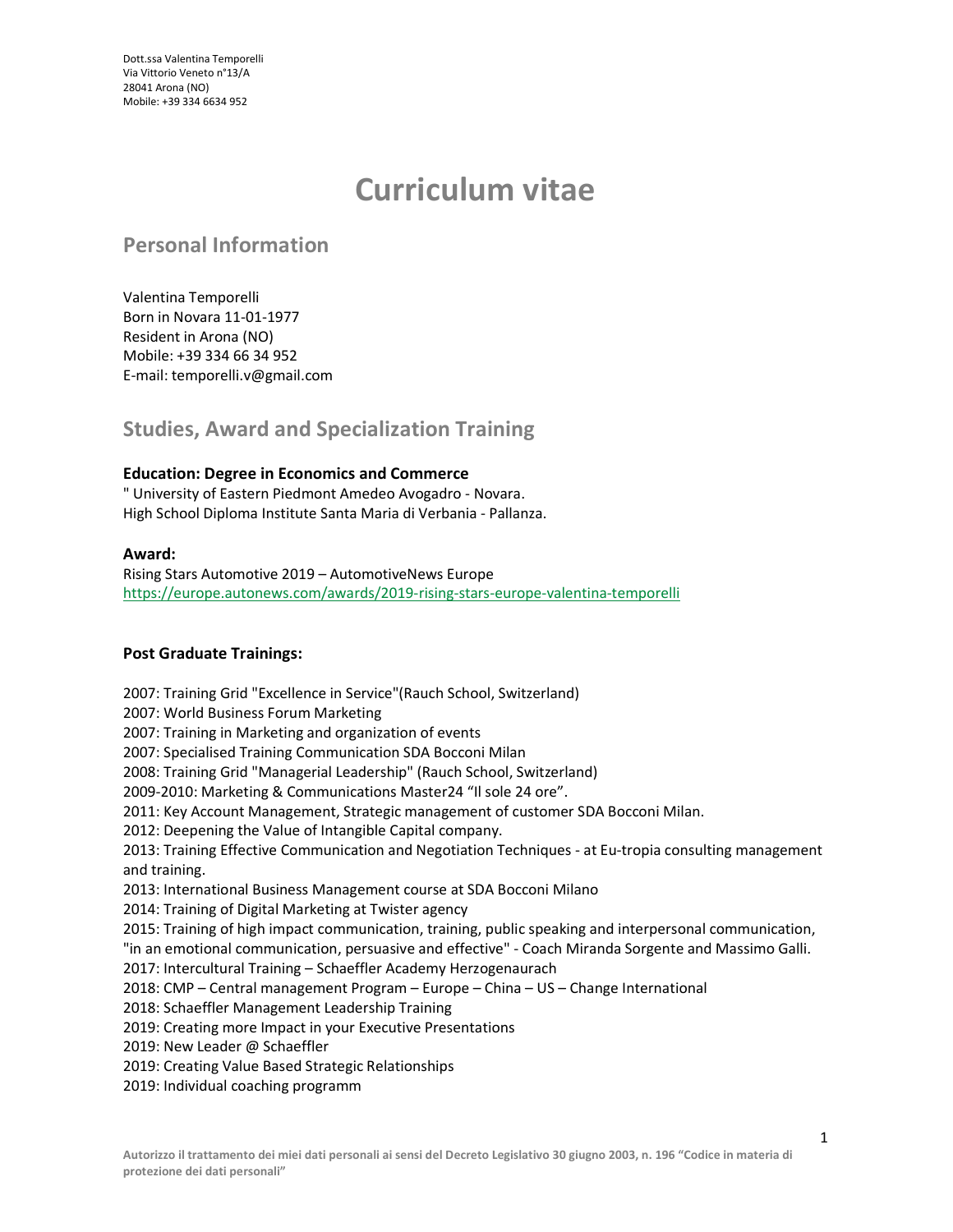Dott.ssa Valentina Temporelli
Via Vittorio Veneto n°13/A
28041 Arona (NO)
Mobile: +39 334 6634 952

# Curriculum vitae

## Personal Information

Valentina Temporelli
Born in Novara 11-01-1977
Resident in Arona (NO)
Mobile: +39 334 66 34 952
E-mail: temporelli.v@gmail.com

## Studies, Award and Specialization Training

**Education: Degree in Economics and Commerce**
" University of Eastern Piedmont Amedeo Avogadro - Novara.
High School Diploma Institute Santa Maria di Verbania - Pallanza.

**Award:**
Rising Stars Automotive 2019 – AutomotiveNews Europe
https://europe.autonews.com/awards/2019-rising-stars-europe-valentina-temporelli

**Post Graduate Trainings:**

2007: Training Grid "Excellence in Service"(Rauch School, Switzerland)
2007: World Business Forum Marketing
2007: Training in Marketing and organization of events
2007: Specialised Training Communication SDA Bocconi Milan
2008: Training Grid "Managerial Leadership" (Rauch School, Switzerland)
2009-2010: Marketing & Communications Master24 "Il sole 24 ore".
2011: Key Account Management, Strategic management of customer SDA Bocconi Milan.
2012: Deepening the Value of Intangible Capital company.
2013: Training Effective Communication and Negotiation Techniques - at Eu-tropia consulting management and training.
2013: International Business Management course at SDA Bocconi Milano
2014: Training of Digital Marketing at Twister agency
2015: Training of high impact communication, training, public speaking and interpersonal communication, "in an emotional communication, persuasive and effective" - Coach Miranda Sorgente and Massimo Galli.
2017: Intercultural Training – Schaeffler Academy Herzogenaurach
2018: CMP – Central management Program – Europe – China – US – Change International
2018: Schaeffler Management Leadership Training
2019: Creating more Impact in your Executive Presentations
2019: New Leader @ Schaeffler
2019: Creating Value Based Strategic Relationships
2019: Individual coaching programm

**Autorizzo il trattamento dei miei dati personali ai sensi del Decreto Legislativo 30 giugno 2003, n. 196 "Codice in materia di protezione dei dati personali"**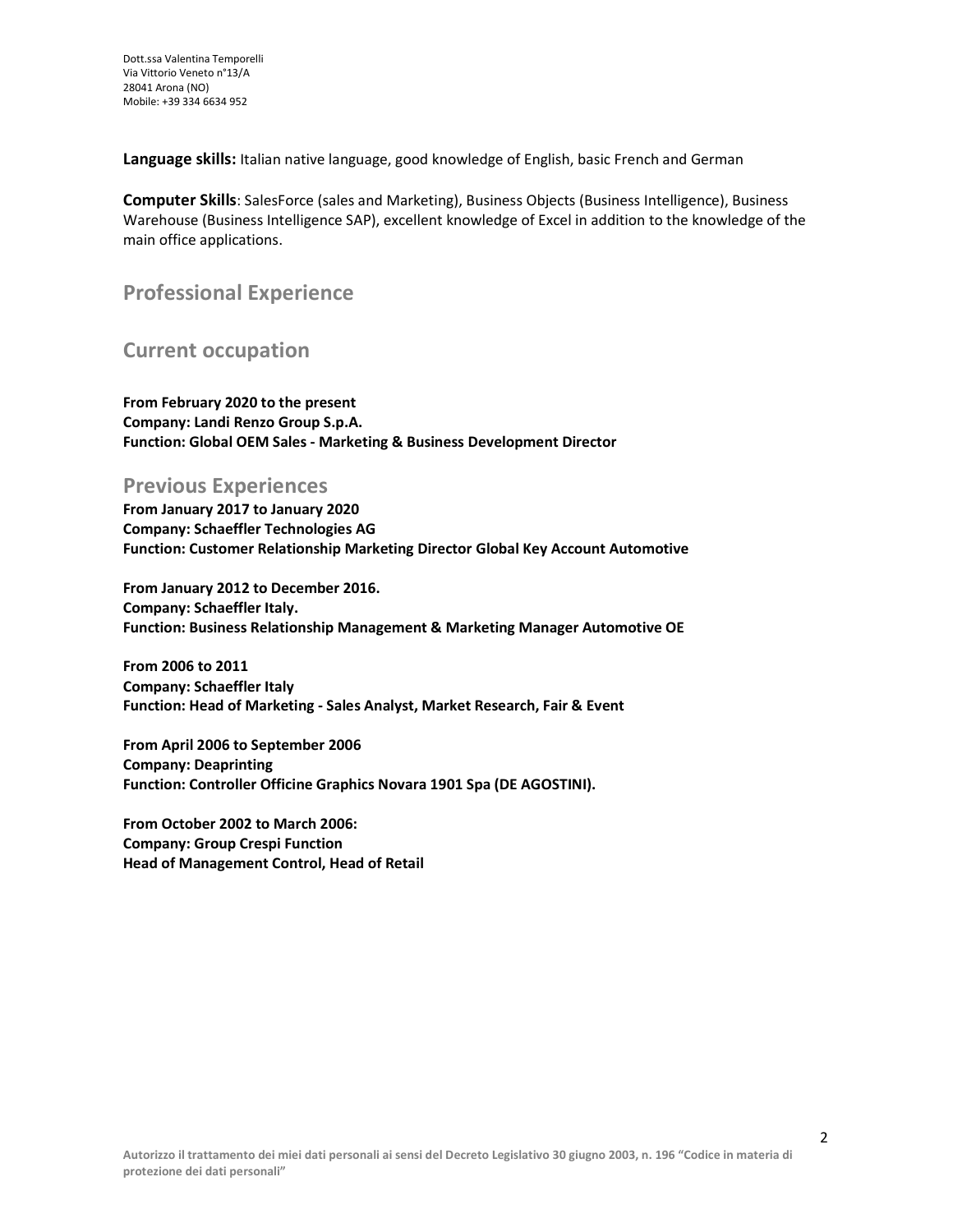Dott.ssa Valentina Temporelli
Via Vittorio Veneto n°13/A
28041 Arona (NO)
Mobile: +39 334 6634 952

**Language skills:** Italian native language, good knowledge of English, basic French and German

**Computer Skills**: SalesForce (sales and Marketing), Business Objects (Business Intelligence), Business Warehouse (Business Intelligence SAP), excellent knowledge of Excel in addition to the knowledge of the main office applications.

## Professional Experience

## Current occupation

**From February 2020 to the present**
**Company: Landi Renzo Group S.p.A.**
**Function: Global OEM Sales - Marketing & Business Development Director**

## Previous Experiences

**From January 2017 to January 2020**
**Company: Schaeffler Technologies AG**
**Function: Customer Relationship Marketing Director Global Key Account Automotive**

**From January 2012 to December 2016.**
**Company: Schaeffler Italy.**
**Function: Business Relationship Management & Marketing Manager Automotive OE**

**From 2006 to 2011**
**Company: Schaeffler Italy**
**Function: Head of Marketing - Sales Analyst, Market Research, Fair & Event**

**From April 2006 to September 2006**
**Company: Deaprinting**
**Function: Controller Officine Graphics Novara 1901 Spa (DE AGOSTINI).**

**From October 2002 to March 2006:**
**Company: Group Crespi Function**
**Head of Management Control, Head of Retail**

**Autorizzo il trattamento dei miei dati personali ai sensi del Decreto Legislativo 30 giugno 2003, n. 196 "Codice in materia di protezione dei dati personali"**